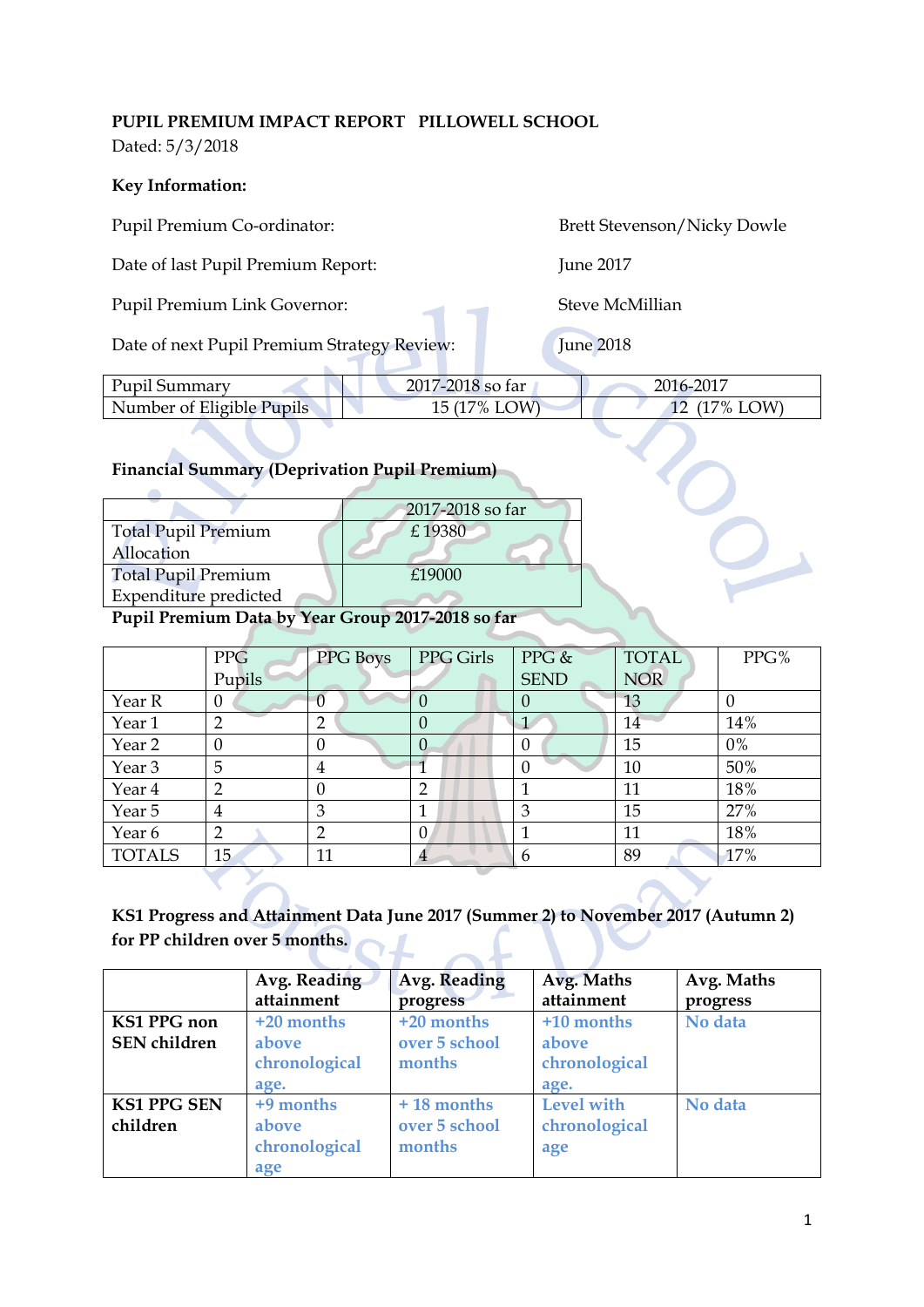**PUPIL PREMIUM IMPACT REPORT PILLOWELL SCHOOL**

Dated: 5/3/2018

**Key Information:**

| | |
|---|---|
| Pupil Premium Co-ordinator: | Brett Stevenson/Nicky Dowle |
| Date of last Pupil Premium Report: | June 2017 |
| Pupil Premium Link Governor: | Steve McMillian |
| Date of next Pupil Premium Strategy Review: | June 2018 |

| Pupil Summary | 2017-2018 so far | 2016-2017 |
|---|---|---|
| Number of Eligible Pupils | 15 (17% LOW) | 12 (17% LOW) |

**Financial Summary (Deprivation Pupil Premium)**

| | 2017-2018 so far |
|---|---|
| Total Pupil Premium Allocation | £ 19380 |
| Total Pupil Premium Expenditure predicted | £19000 |

**Pupil Premium Data by Year Group 2017-2018 so far**

| | PPG Pupils | PPG Boys | PPG Girls | PPG & SEND | TOTAL NOR | PPG% |
|---|---|---|---|---|---|---|
| Year R | 0 | 0 | 0 | 0 | 13 | 0 |
| Year 1 | 2 | 2 | 0 | 1 | 14 | 14% |
| Year 2 | 0 | 0 | 0 | 0 | 15 | 0% |
| Year 3 | 5 | 4 | 1 | 0 | 10 | 50% |
| Year 4 | 2 | 0 | 2 | 1 | 11 | 18% |
| Year 5 | 4 | 3 | 1 | 3 | 15 | 27% |
| Year 6 | 2 | 2 | 0 | 1 | 11 | 18% |
| TOTALS | 15 | 11 | 4 | 6 | 89 | 17% |

**KS1 Progress and Attainment Data June 2017 (Summer 2) to November 2017 (Autumn 2) for PP children over 5 months.**

| | **Avg. Reading attainment** | **Avg. Reading progress** | **Avg. Maths attainment** | **Avg. Maths progress** |
|---|---|---|---|---|
| **KS1 PPG non SEN children** | **+20 months above chronological age.** | **+20 months over 5 school months** | **+10 months above chronological age.** | **No data** |
| **KS1 PPG SEN children** | **+9 months above chronological age** | **+ 18 months over 5 school months** | **Level with chronological age** | **No data** |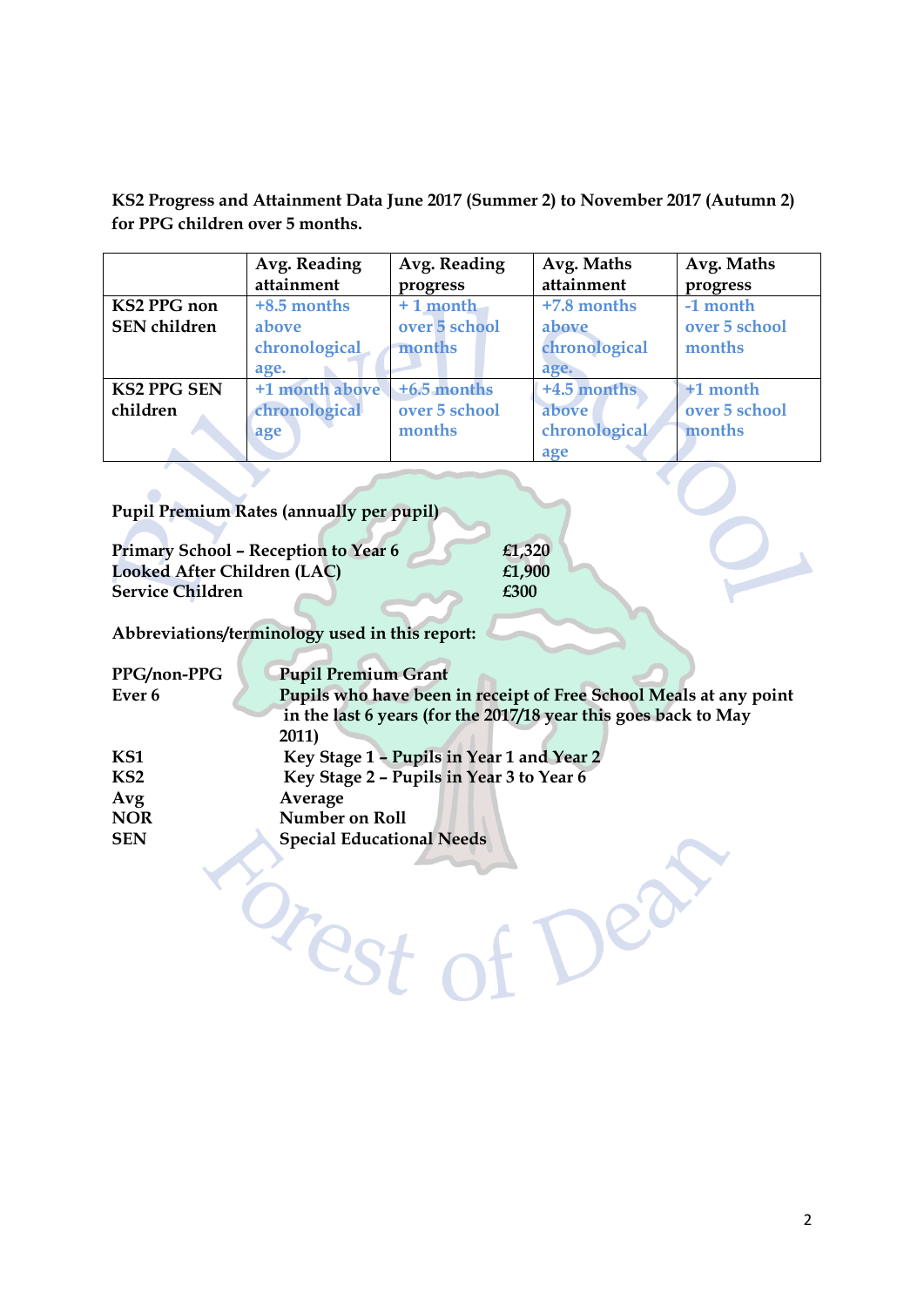**KS2 Progress and Attainment Data June 2017 (Summer 2) to November 2017 (Autumn 2) for PPG children over 5 months.**

| | Avg. Reading attainment | Avg. Reading progress | Avg. Maths attainment | Avg. Maths progress |
|---|---|---|---|---|
| **KS2 PPG non SEN children** | +8.5 months above chronological age. | + 1 month over 5 school months | +7.8 months above chronological age. | -1 month over 5 school months |
| **KS2 PPG SEN children** | +1 month above chronological age | +6.5 months over 5 school months | +4.5 months above chronological age | +1 month over 5 school months |

**Pupil Premium Rates (annually per pupil)**

| | |
|---|---|
| **Primary School – Reception to Year 6** | **£1,320** |
| **Looked After Children (LAC)** | **£1,900** |
| **Service Children** | **£300** |

**Abbreviations/terminology used in this report:**

| | |
|---|---|
| **PPG/non-PPG** | **Pupil Premium Grant** |
| **Ever 6** | **Pupils who have been in receipt of Free School Meals at any point in the last 6 years (for the 2017/18 year this goes back to May 2011)** |
| **KS1** | **Key Stage 1 – Pupils in Year 1 and Year 2** |
| **KS2** | **Key Stage 2 – Pupils in Year 3 to Year 6** |
| **Avg** | **Average** |
| **NOR** | **Number on Roll** |
| **SEN** | **Special Educational Needs** |